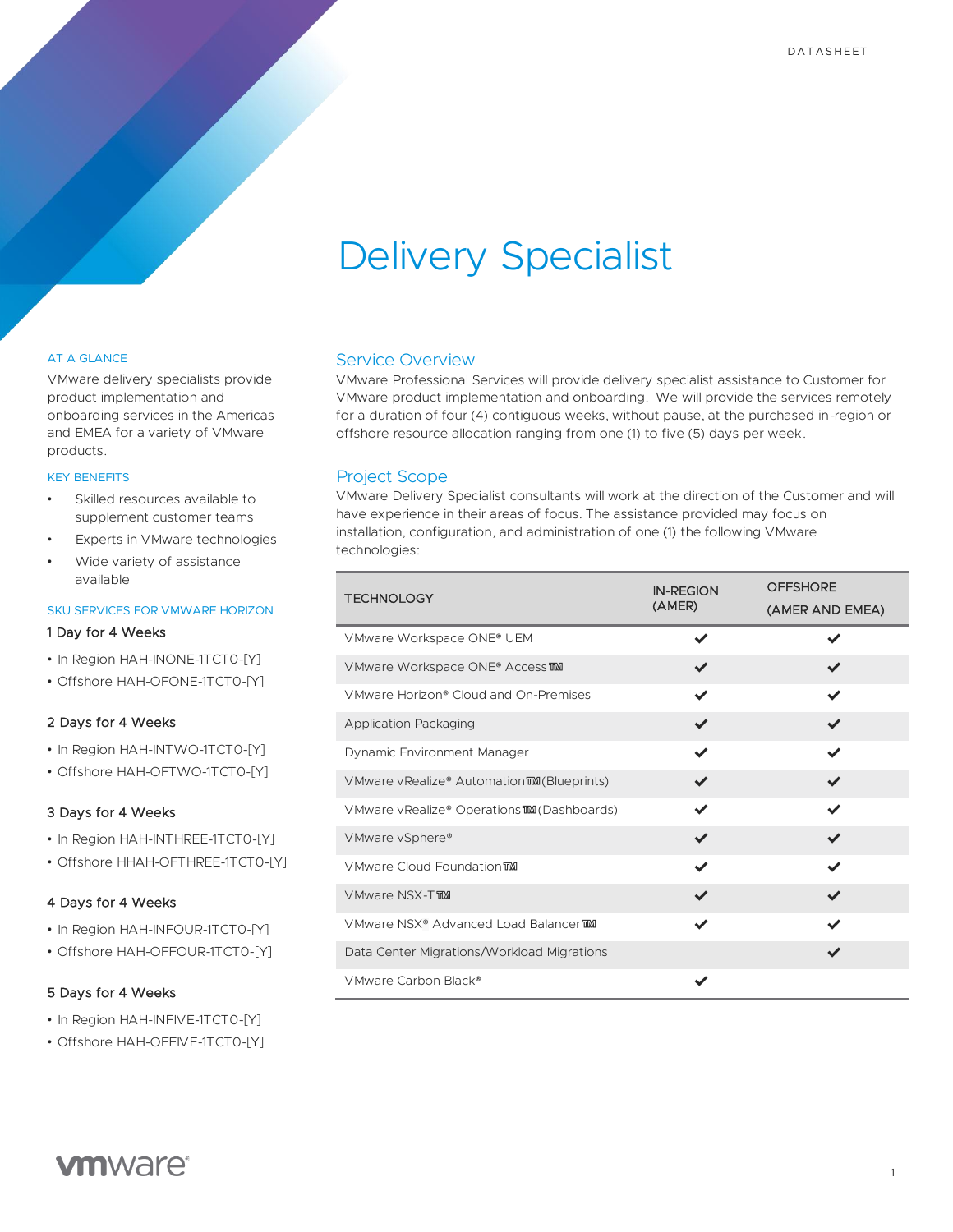DATASHEET

# Delivery Specialist

AT A GLANCE

VMware delivery specialists provide product implementation and onboarding services in the Americas and EMEA for a variety of VMware products.

KEY BENEFITS

- Skilled resources available to supplement customer teams
- Experts in VMware technologies
- Wide variety of assistance available

SKU SERVICES FOR VMWARE HORIZON

1 Day for 4 Weeks

- In Region HAH-INONE-1TCTO-[Y]
- Offshore HAH-OFONE-1TCTO-[Y]

2 Days for 4 Weeks

- In Region HAH-INTWO-1TCTO-[Y]
- Offshore HAH-OFTWO-1TCTO-[Y]

3 Days for 4 Weeks

- In Region HAH-INTHREE-1TCTO-[Y]
- Offshore HHAH-OFTHREE-1TCTO-[Y]

4 Days for 4 Weeks

- In Region HAH-INFOUR-1TCTO-[Y]
- Offshore HAH-OFFOUR-1TCTO-[Y]

5 Days for 4 Weeks

- In Region HAH-INFIVE-1TCTO-[Y]
- Offshore HAH-OFFIVE-1TCTO-[Y]

## Service Overview

VMware Professional Services will provide delivery specialist assistance to Customer for VMware product implementation and onboarding. We will provide the services remotely for a duration of four (4) contiguous weeks, without pause, at the purchased in-region or offshore resource allocation ranging from one (1) to five (5) days per week.

## Project Scope

VMware Delivery Specialist consultants will work at the direction of the Customer and will have experience in their areas of focus. The assistance provided may focus on installation, configuration, and administration of one (1) the following VMware technologies:

| TECHNOLOGY | IN-REGION (AMER) | OFFSHORE (AMER AND EMEA) |
|---|---|---|
| VMware Workspace ONE® UEM | ✔ | ✔ |
| VMware Workspace ONE® Access™ | ✔ | ✔ |
| VMware Horizon® Cloud and On-Premises | ✔ | ✔ |
| Application Packaging | ✔ | ✔ |
| Dynamic Environment Manager | ✔ | ✔ |
| VMware vRealize® Automation™ (Blueprints) | ✔ | ✔ |
| VMware vRealize® Operations™ (Dashboards) | ✔ | ✔ |
| VMware vSphere® | ✔ | ✔ |
| VMware Cloud Foundation™ | ✔ | ✔ |
| VMware NSX-T™ | ✔ | ✔ |
| VMware NSX® Advanced Load Balancer™ | ✔ | ✔ |
| Data Center Migrations/Workload Migrations | | ✔ |
| VMware Carbon Black® | ✔ | |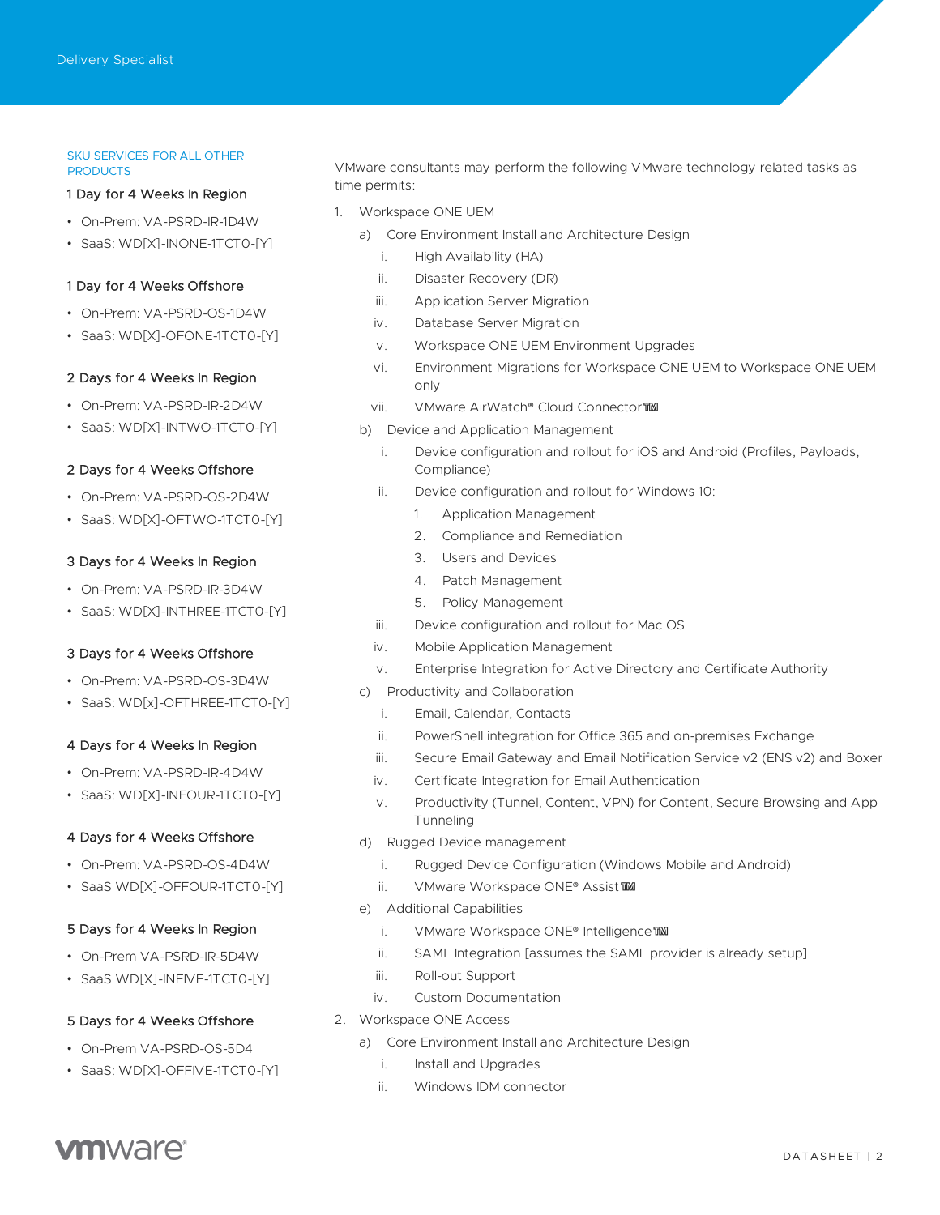### SKU SERVICES FOR ALL OTHER PRODUCTS

**1 Day for 4 Weeks In Region**

- On-Prem: VA-PSRD-IR-1D4W
- SaaS: WD[X]-INONE-1TCT0-[Y]

**1 Day for 4 Weeks Offshore**

- On-Prem: VA-PSRD-OS-1D4W
- SaaS: WD[X]-OFONE-1TCT0-[Y]

**2 Days for 4 Weeks In Region**

- On-Prem: VA-PSRD-IR-2D4W
- SaaS: WD[X]-INTWO-1TCT0-[Y]

**2 Days for 4 Weeks Offshore**

- On-Prem: VA-PSRD-OS-2D4W
- SaaS: WD[X]-OFTWO-1TCT0-[Y]

**3 Days for 4 Weeks In Region**

- On-Prem: VA-PSRD-IR-3D4W
- SaaS: WD[X]-INTHREE-1TCT0-[Y]

**3 Days for 4 Weeks Offshore**

- On-Prem: VA-PSRD-OS-3D4W
- SaaS: WD[x]-OFTHREE-1TCT0-[Y]

**4 Days for 4 Weeks In Region**

- On-Prem: VA-PSRD-IR-4D4W
- SaaS: WD[X]-INFOUR-1TCT0-[Y]

**4 Days for 4 Weeks Offshore**

- On-Prem: VA-PSRD-OS-4D4W
- SaaS WD[X]-OFFOUR-1TCT0-[Y]

**5 Days for 4 Weeks In Region**

- On-Prem VA-PSRD-IR-5D4W
- SaaS WD[X]-INFIVE-1TCT0-[Y]

**5 Days for 4 Weeks Offshore**

- On-Prem VA-PSRD-OS-5D4
- SaaS: WD[X]-OFFIVE-1TCT0-[Y]

VMware consultants may perform the following VMware technology related tasks as time permits:

1. Workspace ONE UEM
   a) Core Environment Install and Architecture Design
      i. High Availability (HA)
      ii. Disaster Recovery (DR)
      iii. Application Server Migration
      iv. Database Server Migration
      v. Workspace ONE UEM Environment Upgrades
      vi. Environment Migrations for Workspace ONE UEM to Workspace ONE UEM only
      vii. VMware AirWatch® Cloud Connector™
   b) Device and Application Management
      i. Device configuration and rollout for iOS and Android (Profiles, Payloads, Compliance)
      ii. Device configuration and rollout for Windows 10:
         1. Application Management
         2. Compliance and Remediation
         3. Users and Devices
         4. Patch Management
         5. Policy Management
      iii. Device configuration and rollout for Mac OS
      iv. Mobile Application Management
      v. Enterprise Integration for Active Directory and Certificate Authority
   c) Productivity and Collaboration
      i. Email, Calendar, Contacts
      ii. PowerShell integration for Office 365 and on-premises Exchange
      iii. Secure Email Gateway and Email Notification Service v2 (ENS v2) and Boxer
      iv. Certificate Integration for Email Authentication
      v. Productivity (Tunnel, Content, VPN) for Content, Secure Browsing and App Tunneling
   d) Rugged Device management
      i. Rugged Device Configuration (Windows Mobile and Android)
      ii. VMware Workspace ONE® Assist™
   e) Additional Capabilities
      i. VMware Workspace ONE® Intelligence™
      ii. SAML Integration [assumes the SAML provider is already setup]
      iii. Roll-out Support
      iv. Custom Documentation
2. Workspace ONE Access
   a) Core Environment Install and Architecture Design
      i. Install and Upgrades
      ii. Windows IDM connector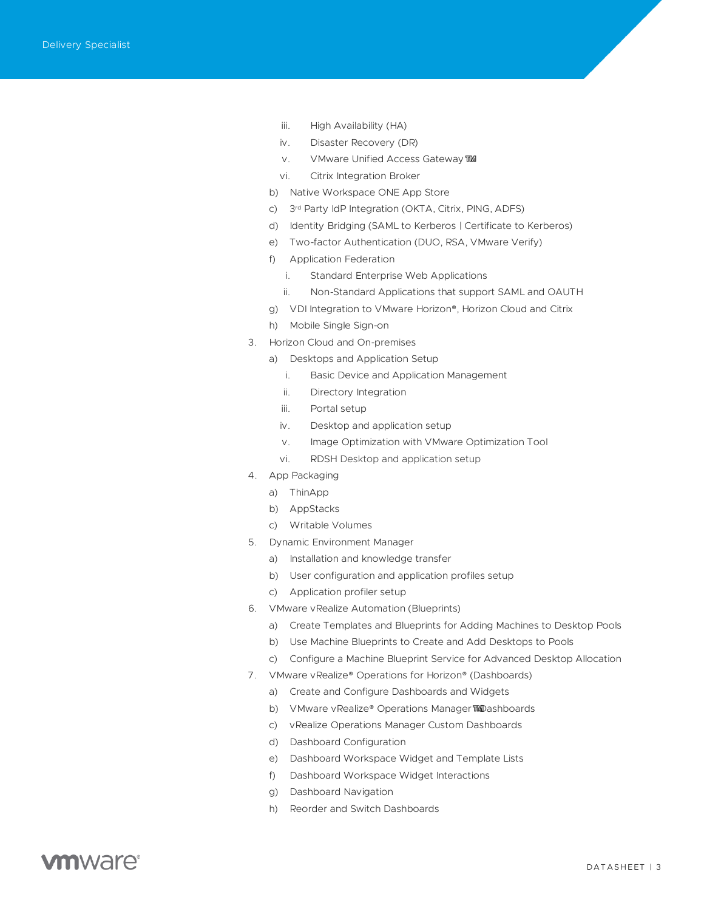iii. High Availability (HA)

iv. Disaster Recovery (DR)

v. VMware Unified Access Gateway™

vi. Citrix Integration Broker

b) Native Workspace ONE App Store

c) 3rd Party IdP Integration (OKTA, Citrix, PING, ADFS)

d) Identity Bridging (SAML to Kerberos | Certificate to Kerberos)

e) Two-factor Authentication (DUO, RSA, VMware Verify)

f) Application Federation

i. Standard Enterprise Web Applications

ii. Non-Standard Applications that support SAML and OAUTH

g) VDI Integration to VMware Horizon®, Horizon Cloud and Citrix

h) Mobile Single Sign-on

3. Horizon Cloud and On-premises

a) Desktops and Application Setup

i. Basic Device and Application Management

ii. Directory Integration

iii. Portal setup

iv. Desktop and application setup

v. Image Optimization with VMware Optimization Tool

vi. RDSH Desktop and application setup

4. App Packaging

a) ThinApp

b) AppStacks

c) Writable Volumes

5. Dynamic Environment Manager

a) Installation and knowledge transfer

b) User configuration and application profiles setup

c) Application profiler setup

6. VMware vRealize Automation (Blueprints)

a) Create Templates and Blueprints for Adding Machines to Desktop Pools

b) Use Machine Blueprints to Create and Add Desktops to Pools

c) Configure a Machine Blueprint Service for Advanced Desktop Allocation

7. VMware vRealize® Operations for Horizon® (Dashboards)

a) Create and Configure Dashboards and Widgets

b) VMware vRealize® Operations Manager™ Dashboards

c) vRealize Operations Manager Custom Dashboards

d) Dashboard Configuration

e) Dashboard Workspace Widget and Template Lists

f) Dashboard Workspace Widget Interactions

g) Dashboard Navigation

h) Reorder and Switch Dashboards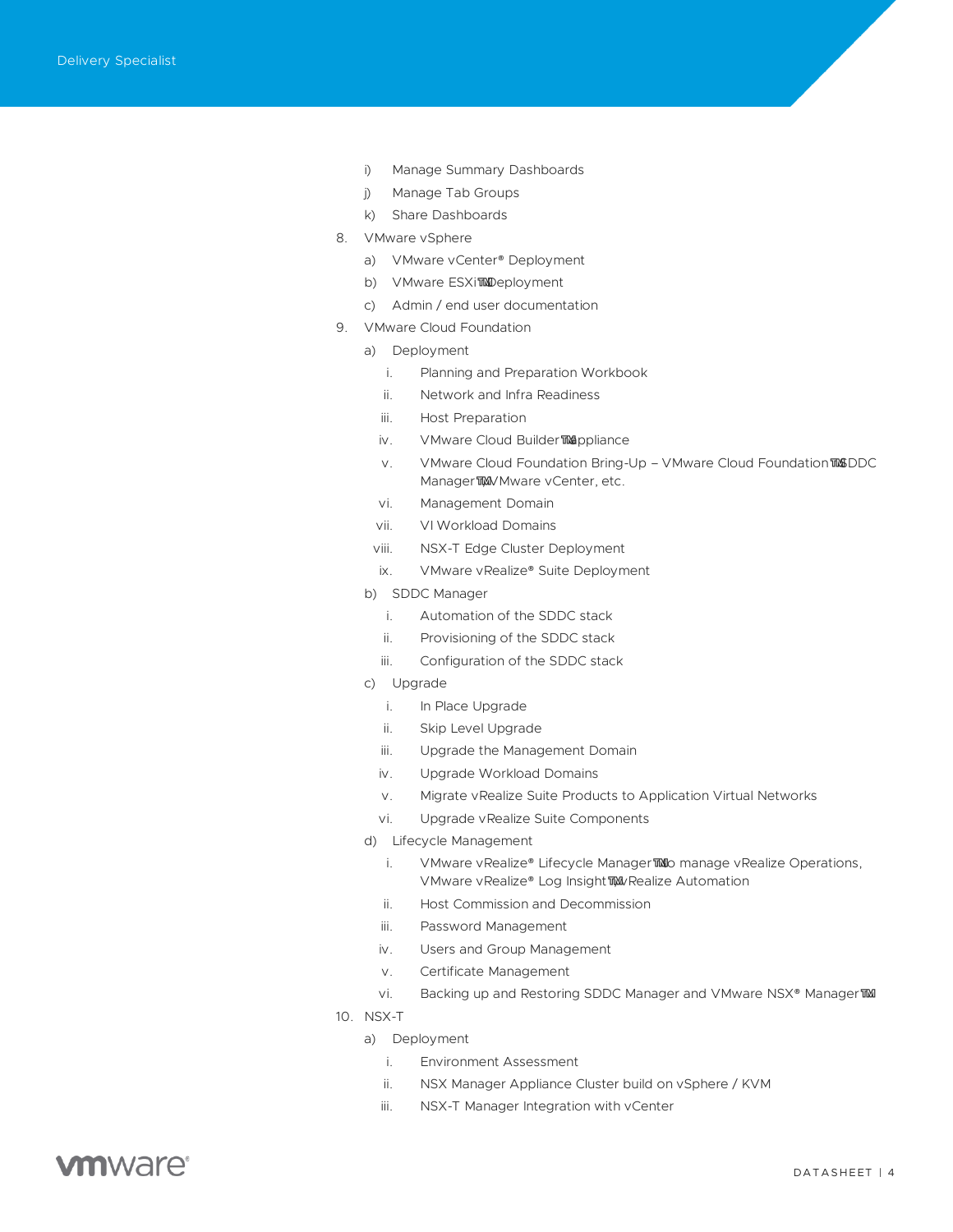i) Manage Summary Dashboards
j) Manage Tab Groups
k) Share Dashboards

8. VMware vSphere
   a) VMware vCenter® Deployment
   b) VMware ESXi™ Deployment
   c) Admin / end user documentation

9. VMware Cloud Foundation
   a) Deployment
      i. Planning and Preparation Workbook
      ii. Network and Infra Readiness
      iii. Host Preparation
      iv. VMware Cloud Builder™ Appliance
      v. VMware Cloud Foundation Bring-Up – VMware Cloud Foundation™ SDDC Manager™, VMware vCenter, etc.
      vi. Management Domain
      vii. VI Workload Domains
      viii. NSX-T Edge Cluster Deployment
      ix. VMware vRealize® Suite Deployment
   b) SDDC Manager
      i. Automation of the SDDC stack
      ii. Provisioning of the SDDC stack
      iii. Configuration of the SDDC stack
   c) Upgrade
      i. In Place Upgrade
      ii. Skip Level Upgrade
      iii. Upgrade the Management Domain
      iv. Upgrade Workload Domains
      v. Migrate vRealize Suite Products to Application Virtual Networks
      vi. Upgrade vRealize Suite Components
   d) Lifecycle Management
      i. VMware vRealize® Lifecycle Manager™ to manage vRealize Operations, VMware vRealize® Log Insight™, vRealize Automation
      ii. Host Commission and Decommission
      iii. Password Management
      iv. Users and Group Management
      v. Certificate Management
      vi. Backing up and Restoring SDDC Manager and VMware NSX® Manager™

10. NSX-T
   a) Deployment
      i. Environment Assessment
      ii. NSX Manager Appliance Cluster build on vSphere / KVM
      iii. NSX-T Manager Integration with vCenter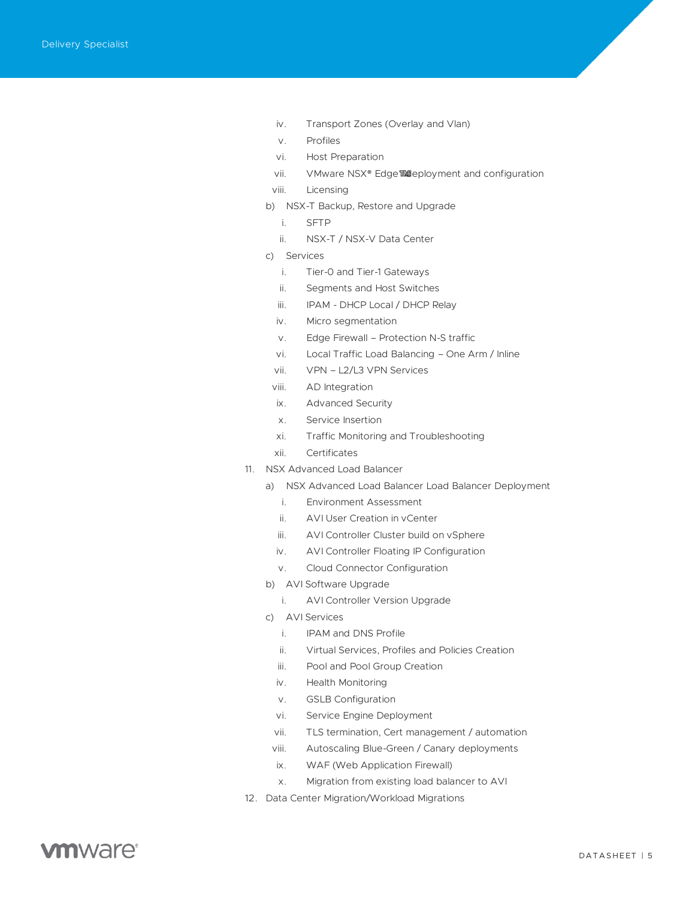iv. Transport Zones (Overlay and Vlan)
   v. Profiles
   vi. Host Preparation
   vii. VMware NSX® Edge™ deployment and configuration
   viii. Licensing
   
   b) NSX-T Backup, Restore and Upgrade
   
   i. SFTP
   ii. NSX-T / NSX-V Data Center
   
   c) Services
   
   i. Tier-0 and Tier-1 Gateways
   ii. Segments and Host Switches
   iii. IPAM - DHCP Local / DHCP Relay
   iv. Micro segmentation
   v. Edge Firewall – Protection N-S traffic
   vi. Local Traffic Load Balancing – One Arm / Inline
   vii. VPN – L2/L3 VPN Services
   viii. AD Integration
   ix. Advanced Security
   x. Service Insertion
   xi. Traffic Monitoring and Troubleshooting
   xii. Certificates

11. NSX Advanced Load Balancer

   a) NSX Advanced Load Balancer Load Balancer Deployment
   
   i. Environment Assessment
   ii. AVI User Creation in vCenter
   iii. AVI Controller Cluster build on vSphere
   iv. AVI Controller Floating IP Configuration
   v. Cloud Connector Configuration
   
   b) AVI Software Upgrade
   
   i. AVI Controller Version Upgrade
   
   c) AVI Services
   
   i. IPAM and DNS Profile
   ii. Virtual Services, Profiles and Policies Creation
   iii. Pool and Pool Group Creation
   iv. Health Monitoring
   v. GSLB Configuration
   vi. Service Engine Deployment
   vii. TLS termination, Cert management / automation
   viii. Autoscaling Blue-Green / Canary deployments
   ix. WAF (Web Application Firewall)
   x. Migration from existing load balancer to AVI

12. Data Center Migration/Workload Migrations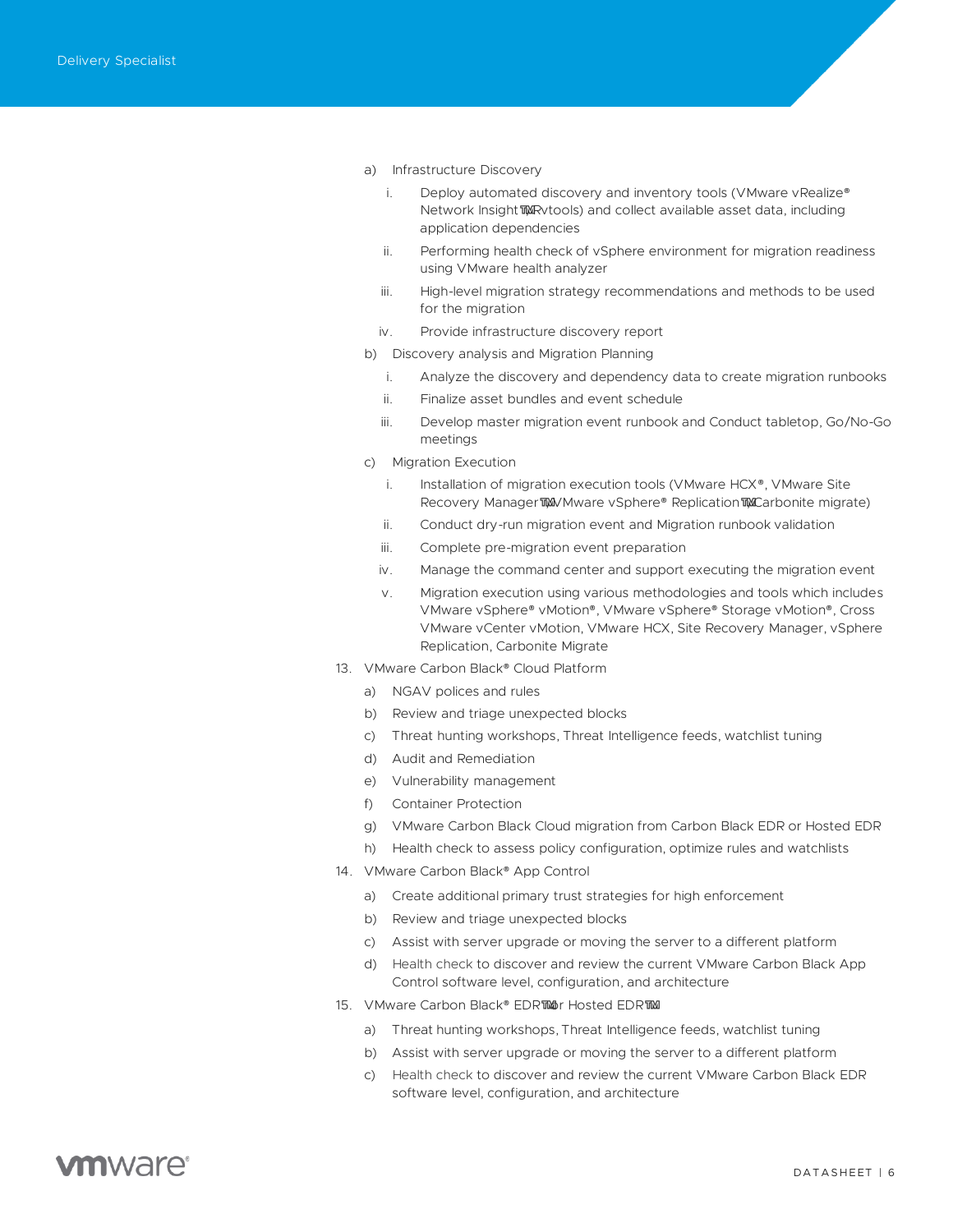a) Infrastructure Discovery

   i. Deploy automated discovery and inventory tools (VMware vRealize® Network Insight™, RVtools) and collect available asset data, including application dependencies

   ii. Performing health check of vSphere environment for migration readiness using VMware health analyzer

   iii. High-level migration strategy recommendations and methods to be used for the migration

   iv. Provide infrastructure discovery report

b) Discovery analysis and Migration Planning

   i. Analyze the discovery and dependency data to create migration runbooks

   ii. Finalize asset bundles and event schedule

   iii. Develop master migration event runbook and Conduct tabletop, Go/No-Go meetings

c) Migration Execution

   i. Installation of migration execution tools (VMware HCX®, VMware Site Recovery Manager™, VMware vSphere® Replication™, Carbonite migrate)

   ii. Conduct dry-run migration event and Migration runbook validation

   iii. Complete pre-migration event preparation

   iv. Manage the command center and support executing the migration event

   v. Migration execution using various methodologies and tools which includes VMware vSphere® vMotion®, VMware vSphere® Storage vMotion®, Cross VMware vCenter vMotion, VMware HCX, Site Recovery Manager, vSphere Replication, Carbonite Migrate

13. VMware Carbon Black® Cloud Platform

    a) NGAV polices and rules

    b) Review and triage unexpected blocks

    c) Threat hunting workshops, Threat Intelligence feeds, watchlist tuning

    d) Audit and Remediation

    e) Vulnerability management

    f) Container Protection

    g) VMware Carbon Black Cloud migration from Carbon Black EDR or Hosted EDR

    h) Health check to assess policy configuration, optimize rules and watchlists

14. VMware Carbon Black® App Control

    a) Create additional primary trust strategies for high enforcement

    b) Review and triage unexpected blocks

    c) Assist with server upgrade or moving the server to a different platform

    d) Health check to discover and review the current VMware Carbon Black App Control software level, configuration, and architecture

15. VMware Carbon Black® EDR™ or Hosted EDR™

    a) Threat hunting workshops, Threat Intelligence feeds, watchlist tuning

    b) Assist with server upgrade or moving the server to a different platform

    c) Health check to discover and review the current VMware Carbon Black EDR software level, configuration, and architecture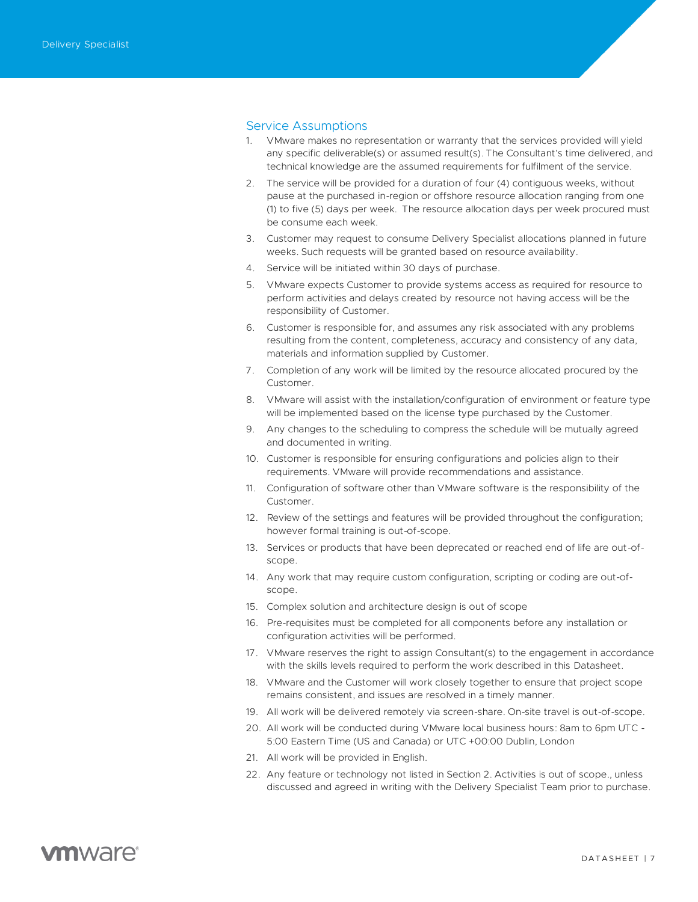## Service Assumptions

1. VMware makes no representation or warranty that the services provided will yield any specific deliverable(s) or assumed result(s). The Consultant's time delivered, and technical knowledge are the assumed requirements for fulfilment of the service.
2. The service will be provided for a duration of four (4) contiguous weeks, without pause at the purchased in-region or offshore resource allocation ranging from one (1) to five (5) days per week. The resource allocation days per week procured must be consume each week.
3. Customer may request to consume Delivery Specialist allocations planned in future weeks. Such requests will be granted based on resource availability.
4. Service will be initiated within 30 days of purchase.
5. VMware expects Customer to provide systems access as required for resource to perform activities and delays created by resource not having access will be the responsibility of Customer.
6. Customer is responsible for, and assumes any risk associated with any problems resulting from the content, completeness, accuracy and consistency of any data, materials and information supplied by Customer.
7. Completion of any work will be limited by the resource allocated procured by the Customer.
8. VMware will assist with the installation/configuration of environment or feature type will be implemented based on the license type purchased by the Customer.
9. Any changes to the scheduling to compress the schedule will be mutually agreed and documented in writing.
10. Customer is responsible for ensuring configurations and policies align to their requirements. VMware will provide recommendations and assistance.
11. Configuration of software other than VMware software is the responsibility of the Customer.
12. Review of the settings and features will be provided throughout the configuration; however formal training is out-of-scope.
13. Services or products that have been deprecated or reached end of life are out-of-scope.
14. Any work that may require custom configuration, scripting or coding are out-of-scope.
15. Complex solution and architecture design is out of scope
16. Pre-requisites must be completed for all components before any installation or configuration activities will be performed.
17. VMware reserves the right to assign Consultant(s) to the engagement in accordance with the skills levels required to perform the work described in this Datasheet.
18. VMware and the Customer will work closely together to ensure that project scope remains consistent, and issues are resolved in a timely manner.
19. All work will be delivered remotely via screen-share. On-site travel is out-of-scope.
20. All work will be conducted during VMware local business hours: 8am to 6pm UTC -5:00 Eastern Time (US and Canada) or UTC +00:00 Dublin, London
21. All work will be provided in English.
22. Any feature or technology not listed in Section 2. Activities is out of scope., unless discussed and agreed in writing with the Delivery Specialist Team prior to purchase.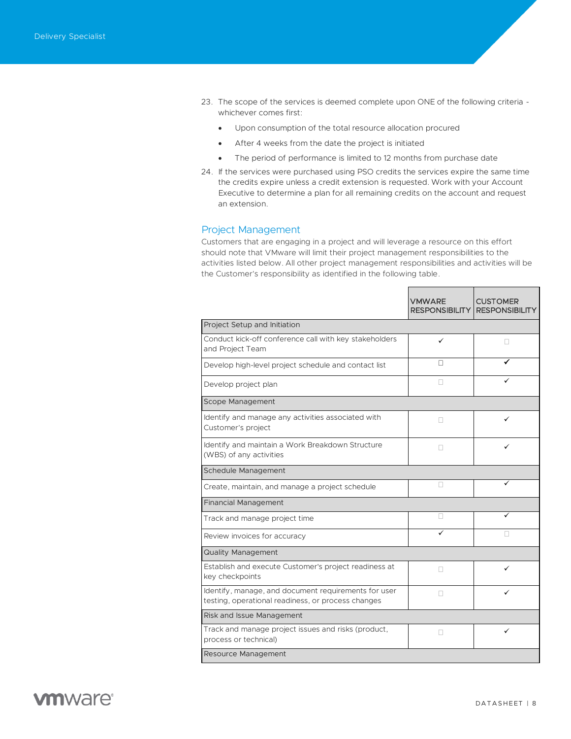23. The scope of the services is deemed complete upon ONE of the following criteria - whichever comes first:
    - Upon consumption of the total resource allocation procured
    - After 4 weeks from the date the project is initiated
    - The period of performance is limited to 12 months from purchase date
24. If the services were purchased using PSO credits the services expire the same time the credits expire unless a credit extension is requested. Work with your Account Executive to determine a plan for all remaining credits on the account and request an extension.

## Project Management

Customers that are engaging in a project and will leverage a resource on this effort should note that VMware will limit their project management responsibilities to the activities listed below. All other project management responsibilities and activities will be the Customer's responsibility as identified in the following table.

| | VMWARE RESPONSIBILITY | CUSTOMER RESPONSIBILITY |
|---|---|---|
| Project Setup and Initiation | | |
| Conduct kick-off conference call with key stakeholders and Project Team | ✓ | ☐ |
| Develop high-level project schedule and contact list | ☐ | ✓ |
| Develop project plan | ☐ | ✓ |
| Scope Management | | |
| Identify and manage any activities associated with Customer's project | ☐ | ✓ |
| Identify and maintain a Work Breakdown Structure (WBS) of any activities | ☐ | ✓ |
| Schedule Management | | |
| Create, maintain, and manage a project schedule | ☐ | ✓ |
| Financial Management | | |
| Track and manage project time | ☐ | ✓ |
| Review invoices for accuracy | ✓ | ☐ |
| Quality Management | | |
| Establish and execute Customer's project readiness at key checkpoints | ☐ | ✓ |
| Identify, manage, and document requirements for user testing, operational readiness, or process changes | ☐ | ✓ |
| Risk and Issue Management | | |
| Track and manage project issues and risks (product, process or technical) | ☐ | ✓ |
| Resource Management | | |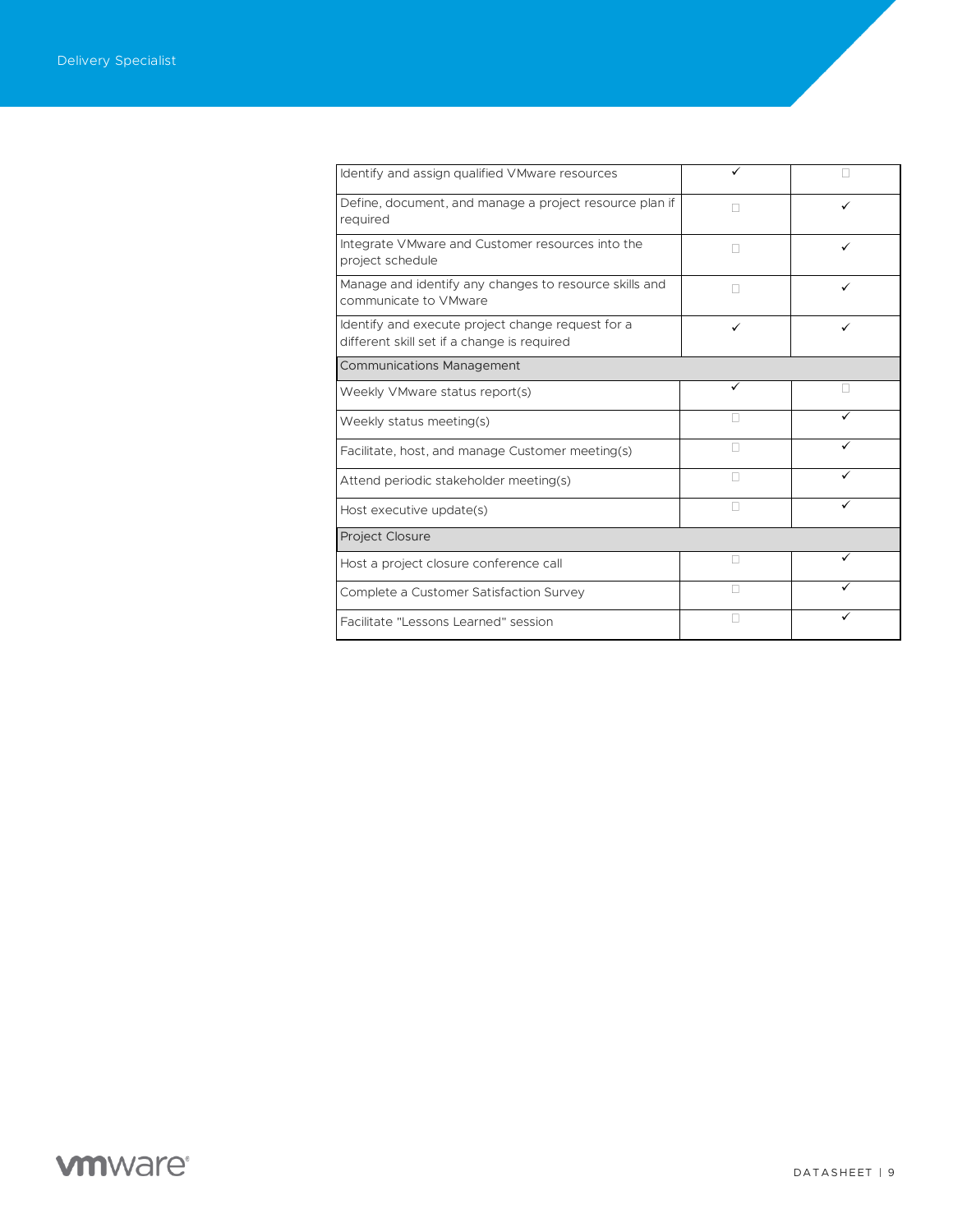| | | |
|---|---|---|
| Identify and assign qualified VMware resources | ✓ | ☐ |
| Define, document, and manage a project resource plan if required | ☐ | ✓ |
| Integrate VMware and Customer resources into the project schedule | ☐ | ✓ |
| Manage and identify any changes to resource skills and communicate to VMware | ☐ | ✓ |
| Identify and execute project change request for a different skill set if a change is required | ✓ | ✓ |
| **Communications Management** | | |
| Weekly VMware status report(s) | ✓ | ☐ |
| Weekly status meeting(s) | ☐ | ✓ |
| Facilitate, host, and manage Customer meeting(s) | ☐ | ✓ |
| Attend periodic stakeholder meeting(s) | ☐ | ✓ |
| Host executive update(s) | ☐ | ✓ |
| **Project Closure** | | |
| Host a project closure conference call | ☐ | ✓ |
| Complete a Customer Satisfaction Survey | ☐ | ✓ |
| Facilitate "Lessons Learned" session | ☐ | ✓ |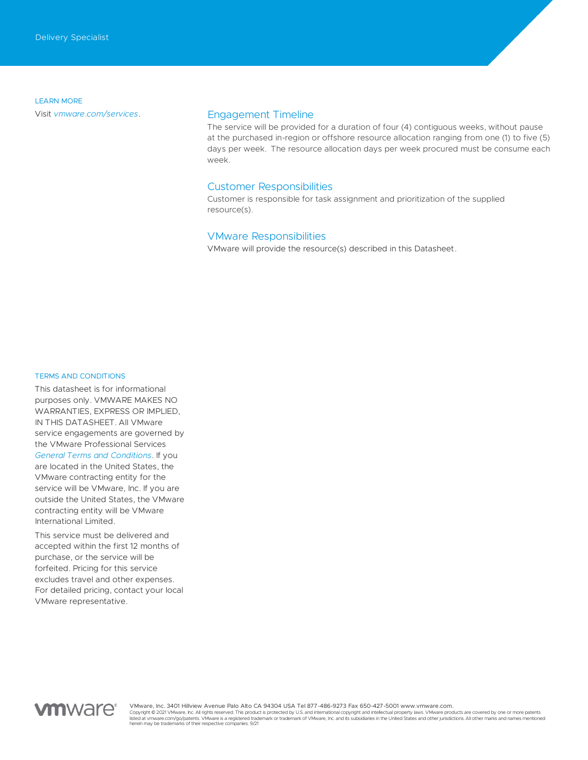LEARN MORE

Visit *vmware.com/services*.

## Engagement Timeline

The service will be provided for a duration of four (4) contiguous weeks, without pause at the purchased in-region or offshore resource allocation ranging from one (1) to five (5) days per week. The resource allocation days per week procured must be consume each week.

## Customer Responsibilities

Customer is responsible for task assignment and prioritization of the supplied resource(s).

## VMware Responsibilities

VMware will provide the resource(s) described in this Datasheet.

TERMS AND CONDITIONS

This datasheet is for informational purposes only. VMWARE MAKES NO WARRANTIES, EXPRESS OR IMPLIED, IN THIS DATASHEET. All VMware service engagements are governed by the VMware Professional Services *General Terms and Conditions*. If you are located in the United States, the VMware contracting entity for the service will be VMware, Inc. If you are outside the United States, the VMware contracting entity will be VMware International Limited.

This service must be delivered and accepted within the first 12 months of purchase, or the service will be forfeited. Pricing for this service excludes travel and other expenses. For detailed pricing, contact your local VMware representative.

VMware, Inc. 3401 Hillview Avenue Palo Alto CA 94304 USA Tel 877-486-9273 Fax 650-427-5001 www.vmware.com.
Copyright © 2021 VMware, Inc. All rights reserved. This product is protected by U.S. and international copyright and intellectual property laws. VMware products are covered by one or more patents listed at vmware.com/go/patents. VMware is a registered trademark or trademark of VMware, Inc. and its subsidiaries in the United States and other jurisdictions. All other marks and names mentioned herein may be trademarks of their respective companies. 9/21